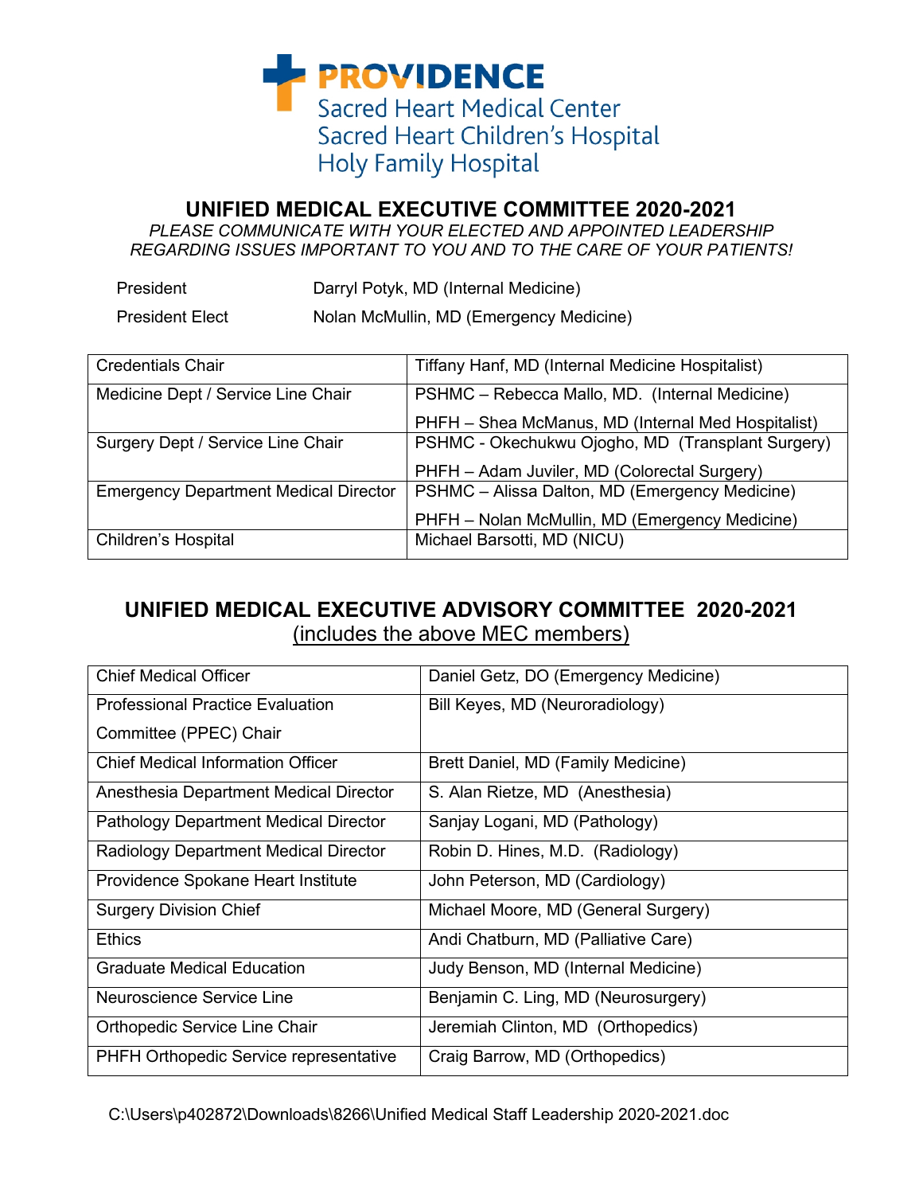# PROVIDENCE

Sacred Heart Medical Center
Sacred Heart Children's Hospital
Holy Family Hospital

## UNIFIED MEDICAL EXECUTIVE COMMITTEE 2020-2021

*PLEASE COMMUNICATE WITH YOUR ELECTED AND APPOINTED LEADERSHIP REGARDING ISSUES IMPORTANT TO YOU AND TO THE CARE OF YOUR PATIENTS!*

President: Darryl Potyk, MD (Internal Medicine)

President Elect: Nolan McMullin, MD (Emergency Medicine)

| Credentials Chair | Tiffany Hanf, MD (Internal Medicine Hospitalist) |
|---|---|
| Medicine Dept / Service Line Chair | PSHMC – Rebecca Mallo, MD. (Internal Medicine)<br>PHFH – Shea McManus, MD (Internal Med Hospitalist) |
| Surgery Dept / Service Line Chair | PSHMC - Okechukwu Ojogho, MD (Transplant Surgery)<br>PHFH – Adam Juviler, MD (Colorectal Surgery) |
| Emergency Department Medical Director | PSHMC – Alissa Dalton, MD (Emergency Medicine)<br>PHFH – Nolan McMullin, MD (Emergency Medicine) |
| Children's Hospital | Michael Barsotti, MD (NICU) |

## UNIFIED MEDICAL EXECUTIVE ADVISORY COMMITTEE 2020-2021

(includes the above MEC members)

| Chief Medical Officer | Daniel Getz, DO (Emergency Medicine) |
|---|---|
| Professional Practice Evaluation Committee (PPEC) Chair | Bill Keyes, MD (Neuroradiology) |
| Chief Medical Information Officer | Brett Daniel, MD (Family Medicine) |
| Anesthesia Department Medical Director | S. Alan Rietze, MD (Anesthesia) |
| Pathology Department Medical Director | Sanjay Logani, MD (Pathology) |
| Radiology Department Medical Director | Robin D. Hines, M.D. (Radiology) |
| Providence Spokane Heart Institute | John Peterson, MD (Cardiology) |
| Surgery Division Chief | Michael Moore, MD (General Surgery) |
| Ethics | Andi Chatburn, MD (Palliative Care) |
| Graduate Medical Education | Judy Benson, MD (Internal Medicine) |
| Neuroscience Service Line | Benjamin C. Ling, MD (Neurosurgery) |
| Orthopedic Service Line Chair | Jeremiah Clinton, MD (Orthopedics) |
| PHFH Orthopedic Service representative | Craig Barrow, MD (Orthopedics) |

C:\Users\p402872\Downloads\8266\Unified Medical Staff Leadership 2020-2021.doc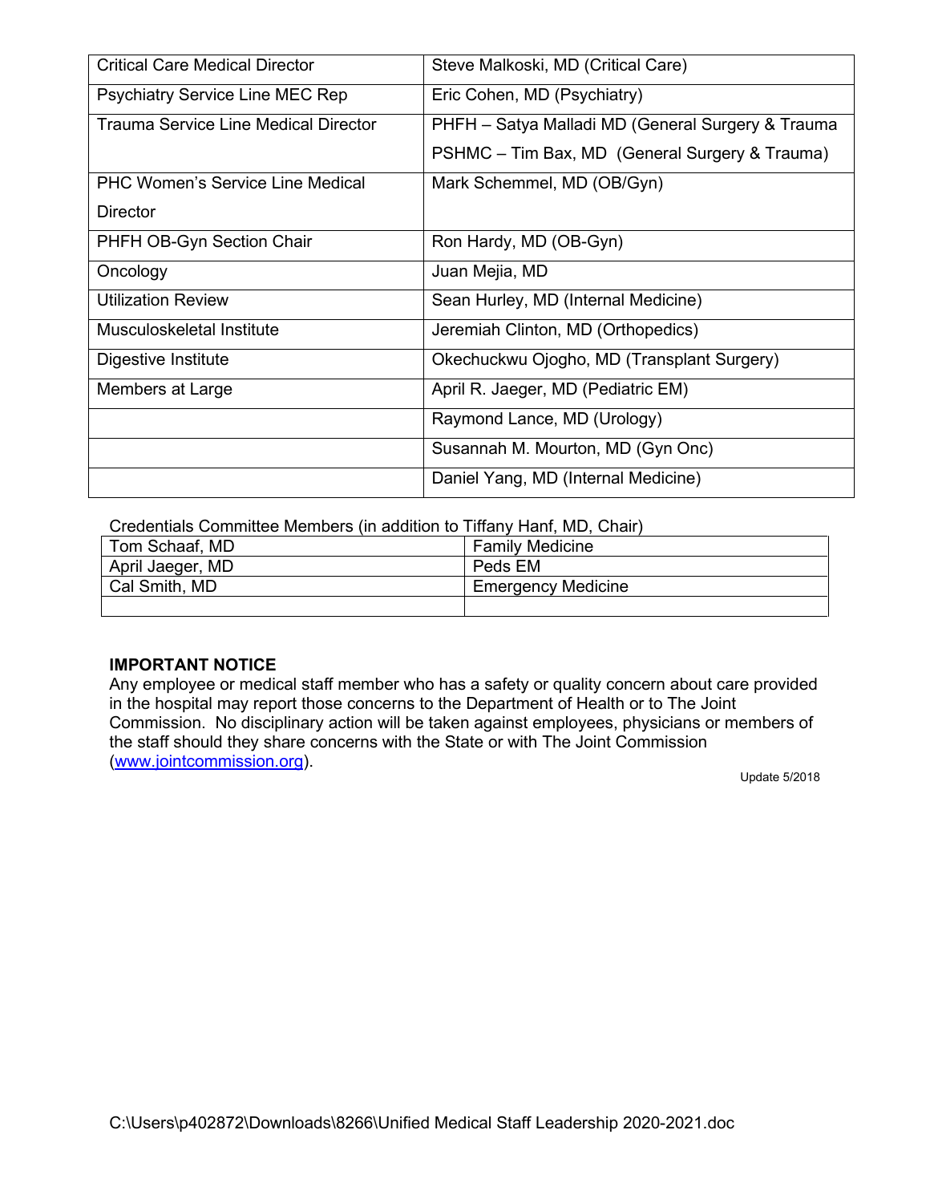| | |
|---|---|
| Critical Care Medical Director | Steve Malkoski, MD (Critical Care) |
| Psychiatry Service Line MEC Rep | Eric Cohen, MD (Psychiatry) |
| Trauma Service Line Medical Director | PHFH – Satya Malladi MD (General Surgery & Trauma<br>PSHMC – Tim Bax, MD (General Surgery & Trauma) |
| PHC Women's Service Line Medical Director | Mark Schemmel, MD (OB/Gyn) |
| PHFH OB-Gyn Section Chair | Ron Hardy, MD (OB-Gyn) |
| Oncology | Juan Mejia, MD |
| Utilization Review | Sean Hurley, MD (Internal Medicine) |
| Musculoskeletal Institute | Jeremiah Clinton, MD (Orthopedics) |
| Digestive Institute | Okechuckwu Ojogho, MD (Transplant Surgery) |
| Members at Large | April R. Jaeger, MD (Pediatric EM) |
| | Raymond Lance, MD (Urology) |
| | Susannah M. Mourton, MD (Gyn Onc) |
| | Daniel Yang, MD (Internal Medicine) |

Credentials Committee Members (in addition to Tiffany Hanf, MD, Chair)

| | |
|---|---|
| Tom Schaaf, MD | Family Medicine |
| April Jaeger, MD | Peds EM |
| Cal Smith, MD | Emergency Medicine |
| | |

**IMPORTANT NOTICE**

Any employee or medical staff member who has a safety or quality concern about care provided in the hospital may report those concerns to the Department of Health or to The Joint Commission. No disciplinary action will be taken against employees, physicians or members of the staff should they share concerns with the State or with The Joint Commission (www.jointcommission.org).

Update 5/2018

C:\Users\p402872\Downloads\8266\Unified Medical Staff Leadership 2020-2021.doc